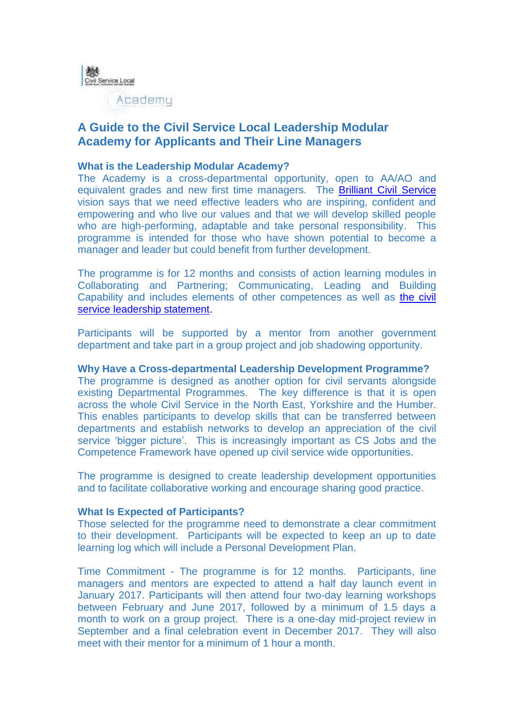Civil Service Local

Academy

# A Guide to the Civil Service Local Leadership Modular Academy for Applicants and Their Line Managers

### What is the Leadership Modular Academy?

The Academy is a cross-departmental opportunity, open to AA/AO and equivalent grades and new first time managers. The Brilliant Civil Service vision says that we need effective leaders who are inspiring, confident and empowering and who live our values and that we will develop skilled people who are high-performing, adaptable and take personal responsibility. This programme is intended for those who have shown potential to become a manager and leader but could benefit from further development.

The programme is for 12 months and consists of action learning modules in Collaborating and Partnering; Communicating, Leading and Building Capability and includes elements of other competences as well as the civil service leadership statement.

Participants will be supported by a mentor from another government department and take part in a group project and job shadowing opportunity.

### Why Have a Cross-departmental Leadership Development Programme?

The programme is designed as another option for civil servants alongside existing Departmental Programmes. The key difference is that it is open across the whole Civil Service in the North East, Yorkshire and the Humber. This enables participants to develop skills that can be transferred between departments and establish networks to develop an appreciation of the civil service 'bigger picture'. This is increasingly important as CS Jobs and the Competence Framework have opened up civil service wide opportunities.

The programme is designed to create leadership development opportunities and to facilitate collaborative working and encourage sharing good practice.

### What Is Expected of Participants?

Those selected for the programme need to demonstrate a clear commitment to their development. Participants will be expected to keep an up to date learning log which will include a Personal Development Plan.

Time Commitment - The programme is for 12 months. Participants, line managers and mentors are expected to attend a half day launch event in January 2017. Participants will then attend four two-day learning workshops between February and June 2017, followed by a minimum of 1.5 days a month to work on a group project. There is a one-day mid-project review in September and a final celebration event in December 2017. They will also meet with their mentor for a minimum of 1 hour a month.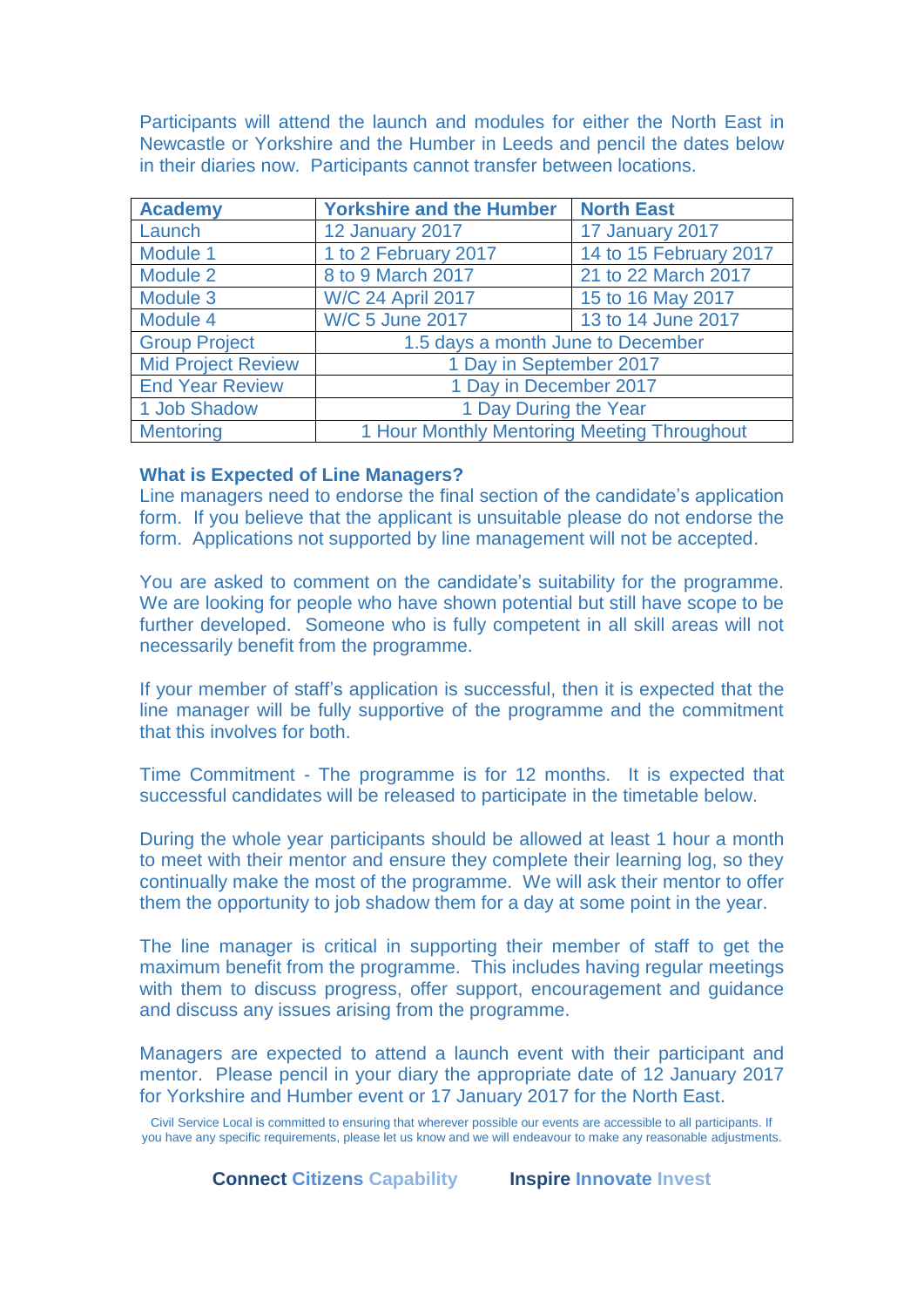Participants will attend the launch and modules for either the North East in Newcastle or Yorkshire and the Humber in Leeds and pencil the dates below in their diaries now. Participants cannot transfer between locations.

| Academy | Yorkshire and the Humber | North East |
|---|---|---|
| Launch | 12 January 2017 | 17 January 2017 |
| Module 1 | 1 to 2 February 2017 | 14 to 15 February 2017 |
| Module 2 | 8 to 9 March 2017 | 21 to 22 March 2017 |
| Module 3 | W/C 24 April 2017 | 15 to 16 May 2017 |
| Module 4 | W/C 5 June 2017 | 13 to 14 June 2017 |
| Group Project | 1.5 days a month June to December | |
| Mid Project Review | 1 Day in September 2017 | |
| End Year Review | 1 Day in December 2017 | |
| 1 Job Shadow | 1 Day During the Year | |
| Mentoring | 1 Hour Monthly Mentoring Meeting Throughout | |

**What is Expected of Line Managers?**

Line managers need to endorse the final section of the candidate's application form. If you believe that the applicant is unsuitable please do not endorse the form. Applications not supported by line management will not be accepted.

You are asked to comment on the candidate's suitability for the programme. We are looking for people who have shown potential but still have scope to be further developed. Someone who is fully competent in all skill areas will not necessarily benefit from the programme.

If your member of staff's application is successful, then it is expected that the line manager will be fully supportive of the programme and the commitment that this involves for both.

Time Commitment - The programme is for 12 months. It is expected that successful candidates will be released to participate in the timetable below.

During the whole year participants should be allowed at least 1 hour a month to meet with their mentor and ensure they complete their learning log, so they continually make the most of the programme. We will ask their mentor to offer them the opportunity to job shadow them for a day at some point in the year.

The line manager is critical in supporting their member of staff to get the maximum benefit from the programme. This includes having regular meetings with them to discuss progress, offer support, encouragement and guidance and discuss any issues arising from the programme.

Managers are expected to attend a launch event with their participant and mentor. Please pencil in your diary the appropriate date of 12 January 2017 for Yorkshire and Humber event or 17 January 2017 for the North East.

Civil Service Local is committed to ensuring that wherever possible our events are accessible to all participants. If you have any specific requirements, please let us know and we will endeavour to make any reasonable adjustments.

**Connect** Citizens Capability **Inspire** Innovate Invest